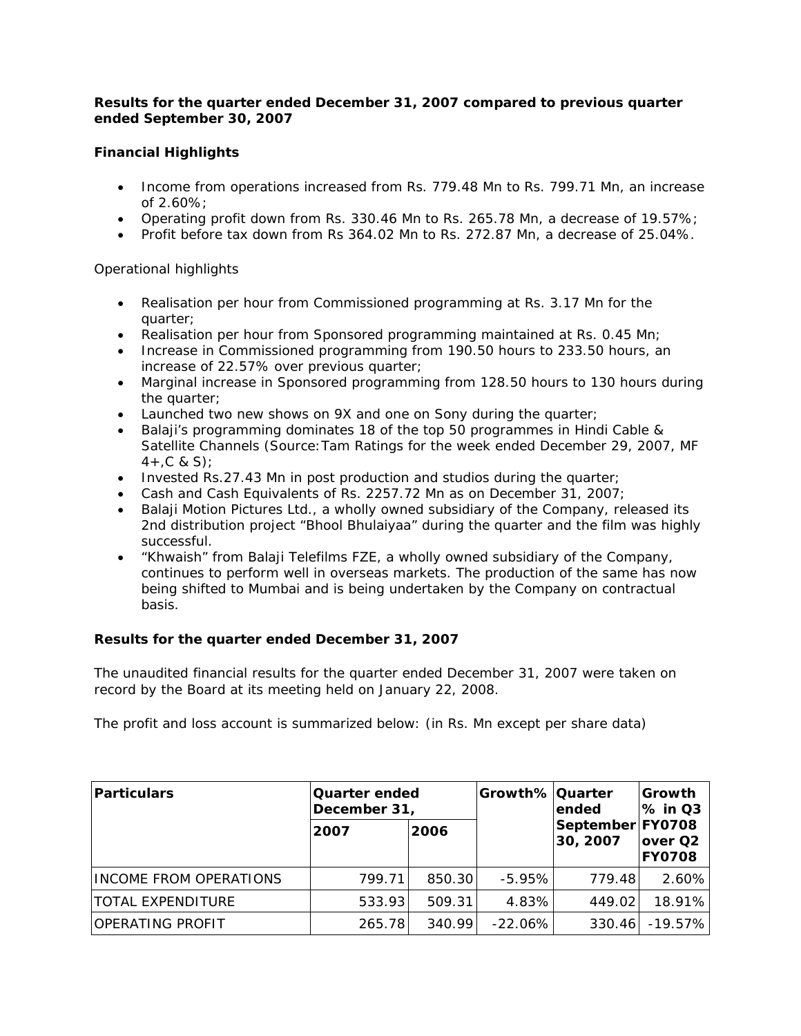**Results for the quarter ended December 31, 2007 compared to previous quarter ended September 30, 2007**

**Financial Highlights**

- Income from operations increased from Rs. 779.48 Mn to Rs. 799.71 Mn, an increase of 2.60%;
- Operating profit down from Rs. 330.46 Mn to Rs. 265.78 Mn, a decrease of 19.57%;
- Profit before tax down from Rs 364.02 Mn to Rs. 272.87 Mn, a decrease of 25.04%.

Operational highlights

- Realisation per hour from Commissioned programming at Rs. 3.17 Mn for the quarter;
- Realisation per hour from Sponsored programming maintained at Rs. 0.45 Mn;
- Increase in Commissioned programming from 190.50 hours to 233.50 hours, an increase of 22.57% over previous quarter;
- Marginal increase in Sponsored programming from 128.50 hours to 130 hours during the quarter;
- Launched two new shows on 9X and one on Sony during the quarter;
- Balaji's programming dominates 18 of the top 50 programmes in Hindi Cable & Satellite Channels (Source:Tam Ratings for the week ended December 29, 2007, MF 4+,C & S);
- Invested Rs.27.43 Mn in post production and studios during the quarter;
- Cash and Cash Equivalents of Rs. 2257.72 Mn as on December 31, 2007;
- Balaji Motion Pictures Ltd., a wholly owned subsidiary of the Company, released its 2nd distribution project "Bhool Bhulaiyaa" during the quarter and the film was highly successful.
- "Khwaish" from Balaji Telefilms FZE, a wholly owned subsidiary of the Company, continues to perform well in overseas markets. The production of the same has now being shifted to Mumbai and is being undertaken by the Company on contractual basis.

**Results for the quarter ended December 31, 2007**

The unaudited financial results for the quarter ended December 31, 2007 were taken on record by the Board at its meeting held on January 22, 2008.

The profit and loss account is summarized below: (in Rs. Mn except per share data)

| Particulars | Quarter ended December 31, | | Growth% | Quarter ended September 30, 2007 | Growth % in Q3 FY0708 over Q2 FY0708 |
|---|---|---|---|---|---|
| | 2007 | 2006 | | | |
| INCOME FROM OPERATIONS | 799.71 | 850.30 | -5.95% | 779.48 | 2.60% |
| TOTAL EXPENDITURE | 533.93 | 509.31 | 4.83% | 449.02 | 18.91% |
| OPERATING PROFIT | 265.78 | 340.99 | -22.06% | 330.46 | -19.57% |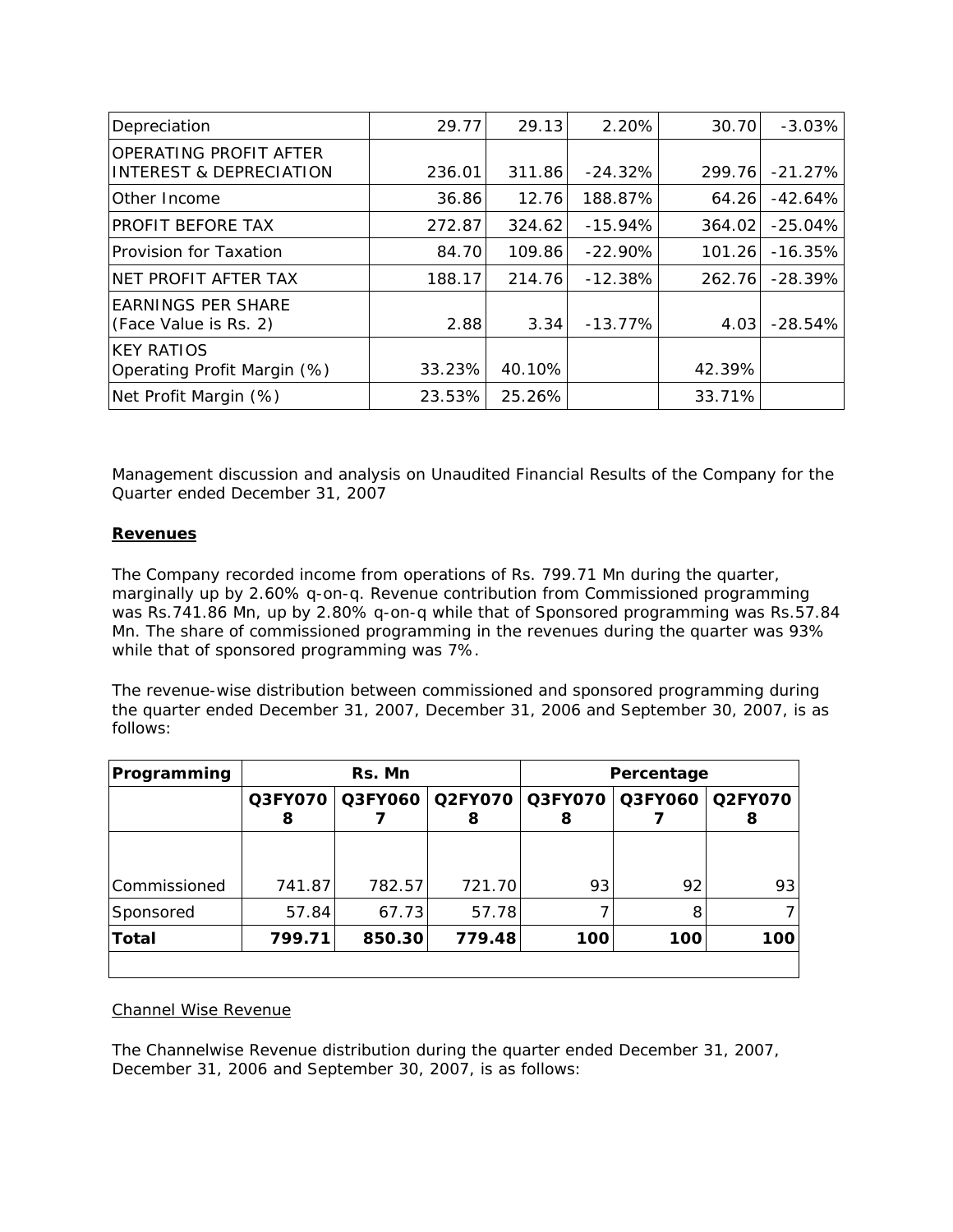| Depreciation | 29.77 | 29.13 | 2.20% | 30.70 | -3.03% |
|---|---|---|---|---|---|
| OPERATING PROFIT AFTER INTEREST & DEPRECIATION | 236.01 | 311.86 | -24.32% | 299.76 | -21.27% |
| Other Income | 36.86 | 12.76 | 188.87% | 64.26 | -42.64% |
| PROFIT BEFORE TAX | 272.87 | 324.62 | -15.94% | 364.02 | -25.04% |
| Provision for Taxation | 84.70 | 109.86 | -22.90% | 101.26 | -16.35% |
| NET PROFIT AFTER TAX | 188.17 | 214.76 | -12.38% | 262.76 | -28.39% |
| EARNINGS PER SHARE (Face Value is Rs. 2) | 2.88 | 3.34 | -13.77% | 4.03 | -28.54% |
| KEY RATIOS Operating Profit Margin (%) | 33.23% | 40.10% | | 42.39% | |
| Net Profit Margin (%) | 23.53% | 25.26% | | 33.71% | |

Management discussion and analysis on Unaudited Financial Results of the Company for the Quarter ended December 31, 2007

**Revenues**

The Company recorded income from operations of Rs. 799.71 Mn during the quarter, marginally up by 2.60% q-on-q. Revenue contribution from Commissioned programming was Rs.741.86 Mn, up by 2.80% q-on-q while that of Sponsored programming was Rs.57.84 Mn. The share of commissioned programming in the revenues during the quarter was 93% while that of sponsored programming was 7%.

The revenue-wise distribution between commissioned and sponsored programming during the quarter ended December 31, 2007, December 31, 2006 and September 30, 2007, is as follows:

| Programming | Rs. Mn | | | Percentage | | |
|---|---|---|---|---|---|---|
| | Q3FY0708 | Q3FY0607 | Q2FY0708 | Q3FY0708 | Q3FY0607 | Q2FY0708 |
| Commissioned | 741.87 | 782.57 | 721.70 | 93 | 92 | 93 |
| Sponsored | 57.84 | 67.73 | 57.78 | 7 | 8 | 7 |
| **Total** | **799.71** | **850.30** | **779.48** | **100** | **100** | **100** |

Channel Wise Revenue

The Channelwise Revenue distribution during the quarter ended December 31, 2007, December 31, 2006 and September 30, 2007, is as follows: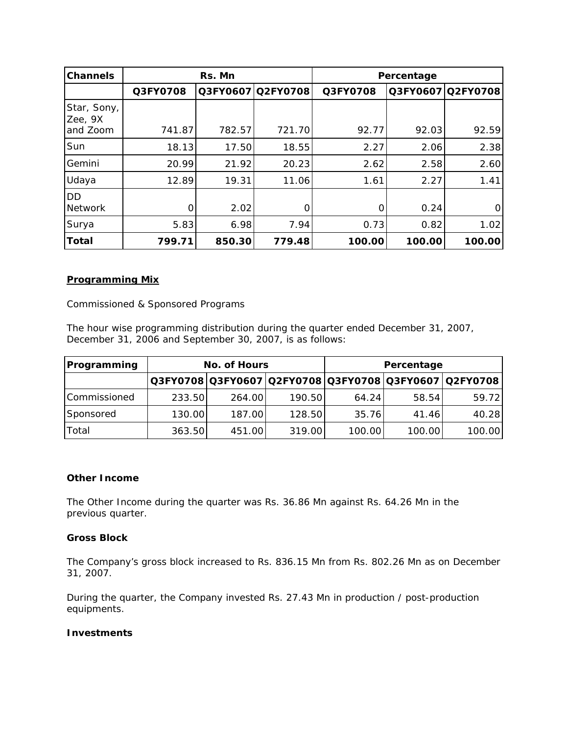| Channels | Rs. Mn | | | Percentage | | |
|---|---|---|---|---|---|---|
| | Q3FY0708 | Q3FY0607 | Q2FY0708 | Q3FY0708 | Q3FY0607 | Q2FY0708 |
| Star, Sony, Zee, 9X and Zoom | 741.87 | 782.57 | 721.70 | 92.77 | 92.03 | 92.59 |
| Sun | 18.13 | 17.50 | 18.55 | 2.27 | 2.06 | 2.38 |
| Gemini | 20.99 | 21.92 | 20.23 | 2.62 | 2.58 | 2.60 |
| Udaya | 12.89 | 19.31 | 11.06 | 1.61 | 2.27 | 1.41 |
| DD Network | 0 | 2.02 | 0 | 0 | 0.24 | 0 |
| Surya | 5.83 | 6.98 | 7.94 | 0.73 | 0.82 | 1.02 |
| **Total** | **799.71** | **850.30** | **779.48** | **100.00** | **100.00** | **100.00** |

**Programming Mix**

Commissioned & Sponsored Programs

The hour wise programming distribution during the quarter ended December 31, 2007, December 31, 2006 and September 30, 2007, is as follows:

| Programming | No. of Hours | | | Percentage | | |
|---|---|---|---|---|---|---|
| | Q3FY0708 | Q3FY0607 | Q2FY0708 | Q3FY0708 | Q3FY0607 | Q2FY0708 |
| Commissioned | 233.50 | 264.00 | 190.50 | 64.24 | 58.54 | 59.72 |
| Sponsored | 130.00 | 187.00 | 128.50 | 35.76 | 41.46 | 40.28 |
| Total | 363.50 | 451.00 | 319.00 | 100.00 | 100.00 | 100.00 |

**Other Income**

The Other Income during the quarter was Rs. 36.86 Mn against Rs. 64.26 Mn in the previous quarter.

**Gross Block**

The Company's gross block increased to Rs. 836.15 Mn from Rs. 802.26 Mn as on December 31, 2007.

During the quarter, the Company invested Rs. 27.43 Mn in production / post-production equipments.

**Investments**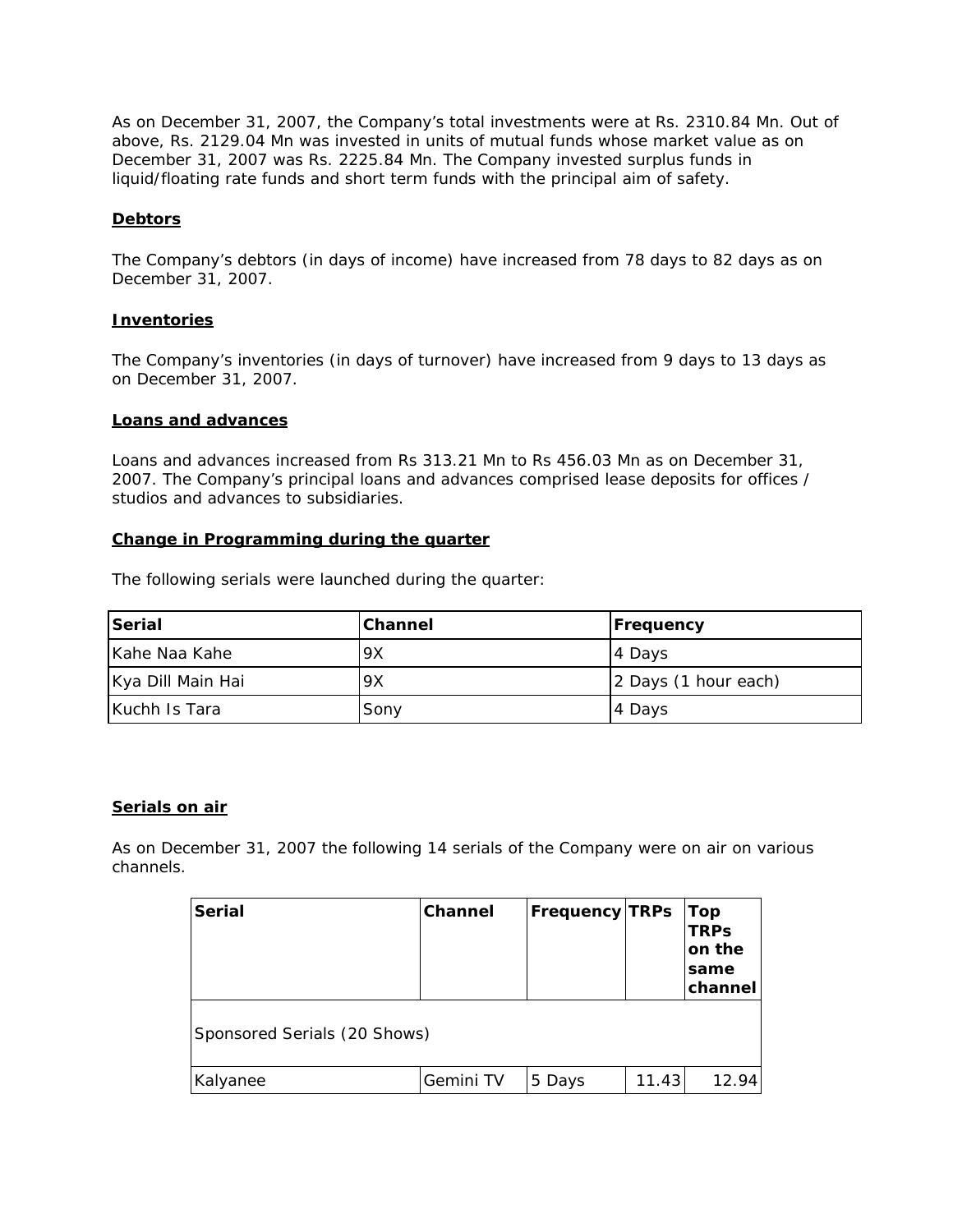As on December 31, 2007, the Company's total investments were at Rs. 2310.84 Mn. Out of above, Rs. 2129.04 Mn was invested in units of mutual funds whose market value as on December 31, 2007 was Rs. 2225.84 Mn. The Company invested surplus funds in liquid/floating rate funds and short term funds with the principal aim of safety.

## Debtors

The Company's debtors (in days of income) have increased from 78 days to 82 days as on December 31, 2007.

## Inventories

The Company's inventories (in days of turnover) have increased from 9 days to 13 days as on December 31, 2007.

## Loans and advances

Loans and advances increased from Rs 313.21 Mn to Rs 456.03 Mn as on December 31, 2007. The Company's principal loans and advances comprised lease deposits for offices / studios and advances to subsidiaries.

## Change in Programming during the quarter

The following serials were launched during the quarter:

| Serial | Channel | Frequency |
|---|---|---|
| Kahe Naa Kahe | 9X | 4 Days |
| Kya Dill Main Hai | 9X | 2 Days (1 hour each) |
| Kuchh Is Tara | Sony | 4 Days |

## Serials on air

As on December 31, 2007 the following 14 serials of the Company were on air on various channels.

| Serial | Channel | Frequency | TRPs | Top TRPs on the same channel |
|---|---|---|---|---|
| Sponsored Serials (20 Shows) | | | | |
| Kalyanee | Gemini TV | 5 Days | 11.43 | 12.94 |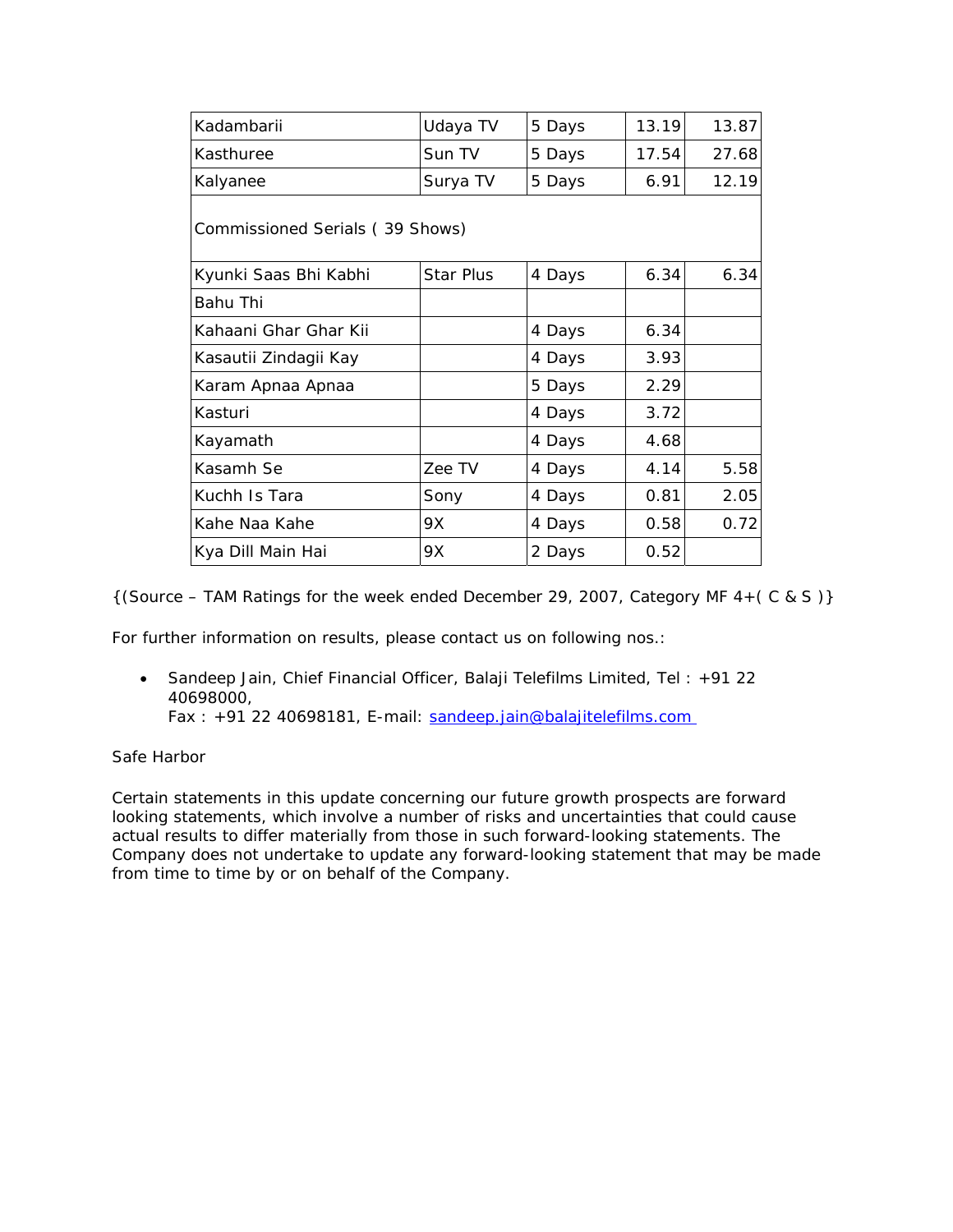| | | | | |
|---|---|---|---|---|
| Kadambarii | Udaya TV | 5 Days | 13.19 | 13.87 |
| Kasthuree | Sun TV | 5 Days | 17.54 | 27.68 |
| Kalyanee | Surya TV | 5 Days | 6.91 | 12.19 |
| Commissioned Serials ( 39 Shows) | | | | |
| Kyunki Saas Bhi Kabhi | Star Plus | 4 Days | 6.34 | 6.34 |
| Bahu Thi | | | | |
| Kahaani Ghar Ghar Kii | | 4 Days | 6.34 | |
| Kasautii Zindagii Kay | | 4 Days | 3.93 | |
| Karam Apnaa Apnaa | | 5 Days | 2.29 | |
| Kasturi | | 4 Days | 3.72 | |
| Kayamath | | 4 Days | 4.68 | |
| Kasamh Se | Zee TV | 4 Days | 4.14 | 5.58 |
| Kuchh Is Tara | Sony | 4 Days | 0.81 | 2.05 |
| Kahe Naa Kahe | 9X | 4 Days | 0.58 | 0.72 |
| Kya Dill Main Hai | 9X | 2 Days | 0.52 | |

{(Source – TAM Ratings for the week ended December 29, 2007, Category MF 4+( C & S )}

For further information on results, please contact us on following nos.:

- Sandeep Jain, Chief Financial Officer, Balaji Telefilms Limited, Tel : +91 22 40698000,
  Fax : +91 22 40698181, E-mail: sandeep.jain@balajitelefilms.com

Safe Harbor

Certain statements in this update concerning our future growth prospects are forward looking statements, which involve a number of risks and uncertainties that could cause actual results to differ materially from those in such forward-looking statements. The Company does not undertake to update any forward-looking statement that may be made from time to time by or on behalf of the Company.